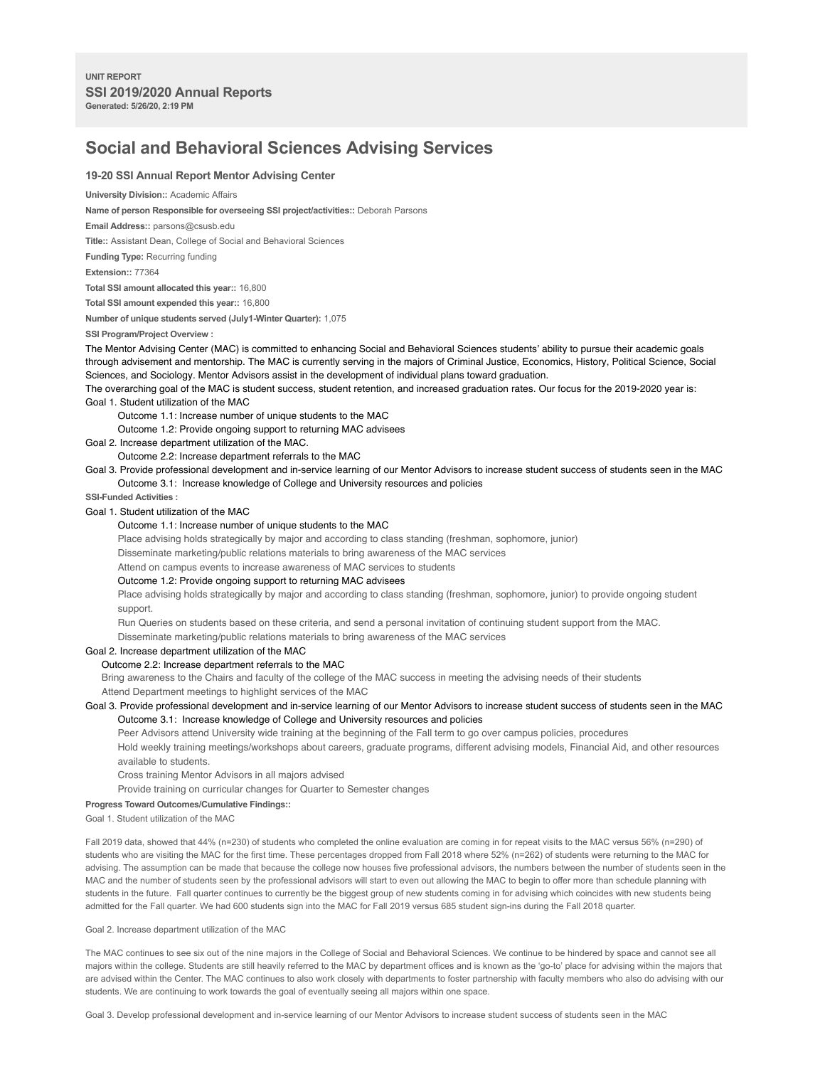UNIT REPORT

**SSI 2019/2020 Annual Reports**

Generated: 5/26/20, 2:19 PM

# Social and Behavioral Sciences Advising Services

### 19-20 SSI Annual Report Mentor Advising Center

**University Division::** Academic Affairs

**Name of person Responsible for overseeing SSI project/activities::** Deborah Parsons

**Email Address::** parsons@csusb.edu

**Title::** Assistant Dean, College of Social and Behavioral Sciences

**Funding Type:** Recurring funding

**Extension::** 77364

**Total SSI amount allocated this year::** 16,800

**Total SSI amount expended this year::** 16,800

**Number of unique students served (July1-Winter Quarter):** 1,075

**SSI Program/Project Overview :**

The Mentor Advising Center (MAC) is committed to enhancing Social and Behavioral Sciences students' ability to pursue their academic goals through advisement and mentorship. The MAC is currently serving in the majors of Criminal Justice, Economics, History, Political Science, Social Sciences, and Sociology. Mentor Advisors assist in the development of individual plans toward graduation.

The overarching goal of the MAC is student success, student retention, and increased graduation rates. Our focus for the 2019-2020 year is:

Goal 1. Student utilization of the MAC

- Outcome 1.1: Increase number of unique students to the MAC
- Outcome 1.2: Provide ongoing support to returning MAC advisees

Goal 2. Increase department utilization of the MAC.

- Outcome 2.2: Increase department referrals to the MAC

Goal 3. Provide professional development and in-service learning of our Mentor Advisors to increase student success of students seen in the MAC

- Outcome 3.1: Increase knowledge of College and University resources and policies

**SSI-Funded Activities :**

Goal 1. Student utilization of the MAC

Outcome 1.1: Increase number of unique students to the MAC

- Place advising holds strategically by major and according to class standing (freshman, sophomore, junior)
- Disseminate marketing/public relations materials to bring awareness of the MAC services
- Attend on campus events to increase awareness of MAC services to students

Outcome 1.2: Provide ongoing support to returning MAC advisees

- Place advising holds strategically by major and according to class standing (freshman, sophomore, junior) to provide ongoing student support.
- Run Queries on students based on these criteria, and send a personal invitation of continuing student support from the MAC.
- Disseminate marketing/public relations materials to bring awareness of the MAC services

Goal 2. Increase department utilization of the MAC

Outcome 2.2: Increase department referrals to the MAC

- Bring awareness to the Chairs and faculty of the college of the MAC success in meeting the advising needs of their students
- Attend Department meetings to highlight services of the MAC

Goal 3. Provide professional development and in-service learning of our Mentor Advisors to increase student success of students seen in the MAC

Outcome 3.1: Increase knowledge of College and University resources and policies

- Peer Advisors attend University wide training at the beginning of the Fall term to go over campus policies, procedures
- Hold weekly training meetings/workshops about careers, graduate programs, different advising models, Financial Aid, and other resources available to students.
- Cross training Mentor Advisors in all majors advised
- Provide training on curricular changes for Quarter to Semester changes

**Progress Toward Outcomes/Cumulative Findings::**

Goal 1. Student utilization of the MAC

Fall 2019 data, showed that 44% (n=230) of students who completed the online evaluation are coming in for repeat visits to the MAC versus 56% (n=290) of students who are visiting the MAC for the first time. These percentages dropped from Fall 2018 where 52% (n=262) of students were returning to the MAC for advising. The assumption can be made that because the college now houses five professional advisors, the numbers between the number of students seen in the MAC and the number of students seen by the professional advisors will start to even out allowing the MAC to begin to offer more than schedule planning with students in the future. Fall quarter continues to currently be the biggest group of new students coming in for advising which coincides with new students being admitted for the Fall quarter. We had 600 students sign into the MAC for Fall 2019 versus 685 student sign-ins during the Fall 2018 quarter.

Goal 2. Increase department utilization of the MAC

The MAC continues to see six out of the nine majors in the College of Social and Behavioral Sciences. We continue to be hindered by space and cannot see all majors within the college. Students are still heavily referred to the MAC by department offices and is known as the 'go-to' place for advising within the majors that are advised within the Center. The MAC continues to also work closely with departments to foster partnership with faculty members who also do advising with our students. We are continuing to work towards the goal of eventually seeing all majors within one space.

Goal 3. Develop professional development and in-service learning of our Mentor Advisors to increase student success of students seen in the MAC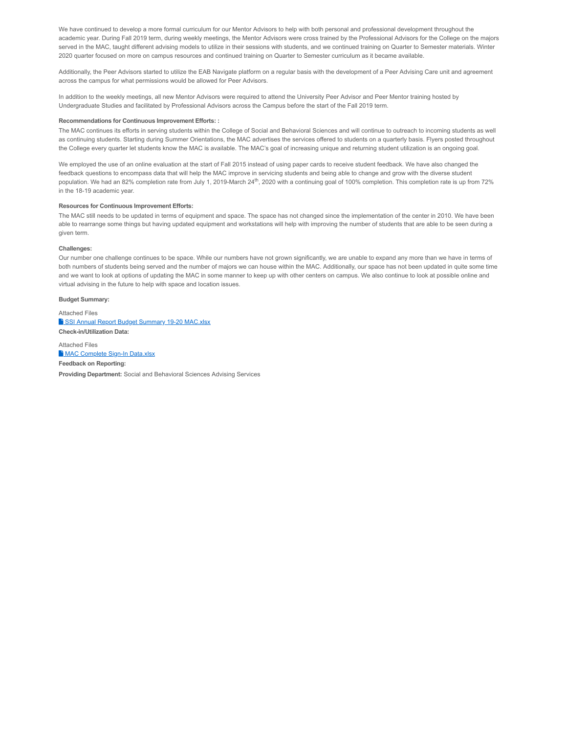We have continued to develop a more formal curriculum for our Mentor Advisors to help with both personal and professional development throughout the academic year. During Fall 2019 term, during weekly meetings, the Mentor Advisors were cross trained by the Professional Advisors for the College on the majors served in the MAC, taught different advising models to utilize in their sessions with students, and we continued training on Quarter to Semester materials. Winter 2020 quarter focused on more on campus resources and continued training on Quarter to Semester curriculum as it became available.

Additionally, the Peer Advisors started to utilize the EAB Navigate platform on a regular basis with the development of a Peer Advising Care unit and agreement across the campus for what permissions would be allowed for Peer Advisors.

In addition to the weekly meetings, all new Mentor Advisors were required to attend the University Peer Advisor and Peer Mentor training hosted by Undergraduate Studies and facilitated by Professional Advisors across the Campus before the start of the Fall 2019 term.

**Recommendations for Continuous Improvement Efforts: :**

The MAC continues its efforts in serving students within the College of Social and Behavioral Sciences and will continue to outreach to incoming students as well as continuing students. Starting during Summer Orientations, the MAC advertises the services offered to students on a quarterly basis. Flyers posted throughout the College every quarter let students know the MAC is available. The MAC's goal of increasing unique and returning student utilization is an ongoing goal.

We employed the use of an online evaluation at the start of Fall 2015 instead of using paper cards to receive student feedback. We have also changed the feedback questions to encompass data that will help the MAC improve in servicing students and being able to change and grow with the diverse student population. We had an 82% completion rate from July 1, 2019-March 24th, 2020 with a continuing goal of 100% completion. This completion rate is up from 72% in the 18-19 academic year.

**Resources for Continuous Improvement Efforts:**

The MAC still needs to be updated in terms of equipment and space. The space has not changed since the implementation of the center in 2010. We have been able to rearrange some things but having updated equipment and workstations will help with improving the number of students that are able to be seen during a given term.

**Challenges:**

Our number one challenge continues to be space. While our numbers have not grown significantly, we are unable to expand any more than we have in terms of both numbers of students being served and the number of majors we can house within the MAC. Additionally, our space has not been updated in quite some time and we want to look at options of updating the MAC in some manner to keep up with other centers on campus. We also continue to look at possible online and virtual advising in the future to help with space and location issues.

**Budget Summary:**

Attached Files

SSI Annual Report Budget Summary 19-20 MAC.xlsx

**Check-in/Utilization Data:**

Attached Files

MAC Complete Sign-In Data.xlsx

**Feedback on Reporting:**

**Providing Department:** Social and Behavioral Sciences Advising Services